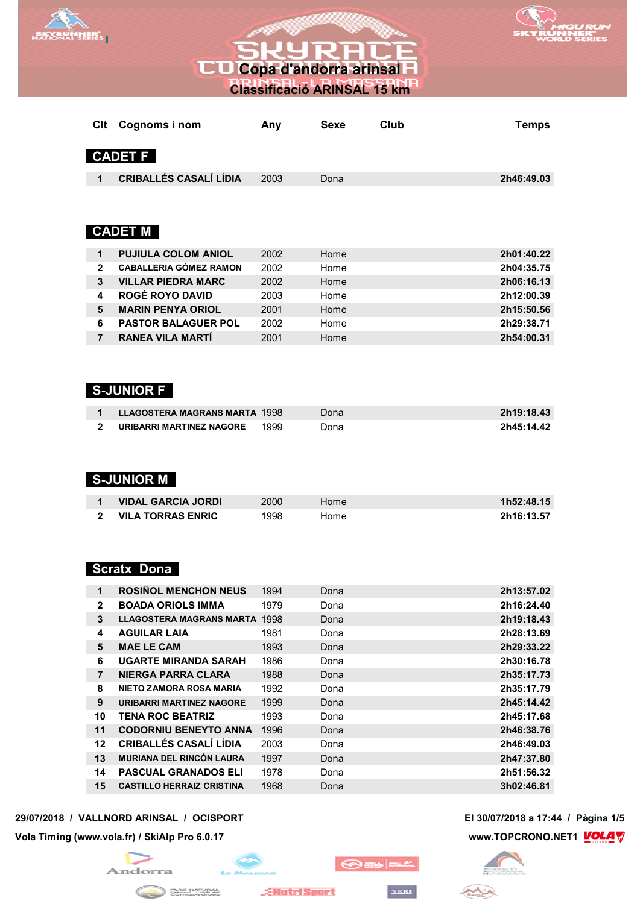# Copa d'andorra arinsal

## Classificació ARINSAL 15 km

| Clt | Cognoms i nom | Any | Sexe | Club | Temps |
|---|---|---|---|---|---|
| **CADET F** | | | | | |
| 1 | CRIBALLÉS CASALÍ LÍDIA | 2003 | Dona | | 2h46:49.03 |
| **CADET M** | | | | | |
| 1 | PUJIULA COLOM ANIOL | 2002 | Home | | 2h01:40.22 |
| 2 | CABALLERIA GÓMEZ RAMON | 2002 | Home | | 2h04:35.75 |
| 3 | VILLAR PIEDRA MARC | 2002 | Home | | 2h06:16.13 |
| 4 | ROGÉ ROYO DAVID | 2003 | Home | | 2h12:00.39 |
| 5 | MARIN PENYA ORIOL | 2001 | Home | | 2h15:50.56 |
| 6 | PASTOR BALAGUER POL | 2002 | Home | | 2h29:38.71 |
| 7 | RANEA VILA MARTÍ | 2001 | Home | | 2h54:00.31 |
| **S-JUNIOR F** | | | | | |
| 1 | LLAGOSTERA MAGRANS MARTA | 1998 | Dona | | 2h19:18.43 |
| 2 | URIBARRI MARTINEZ NAGORE | 1999 | Dona | | 2h45:14.42 |
| **S-JUNIOR M** | | | | | |
| 1 | VIDAL GARCIA JORDI | 2000 | Home | | 1h52:48.15 |
| 2 | VILA TORRAS ENRIC | 1998 | Home | | 2h16:13.57 |
| **Scratx Dona** | | | | | |
| 1 | ROSIÑOL MENCHON NEUS | 1994 | Dona | | 2h13:57.02 |
| 2 | BOADA ORIOLS IMMA | 1979 | Dona | | 2h16:24.40 |
| 3 | LLAGOSTERA MAGRANS MARTA | 1998 | Dona | | 2h19:18.43 |
| 4 | AGUILAR LAIA | 1981 | Dona | | 2h28:13.69 |
| 5 | MAE LE CAM | 1993 | Dona | | 2h29:33.22 |
| 6 | UGARTE MIRANDA SARAH | 1986 | Dona | | 2h30:16.78 |
| 7 | NIERGA PARRA CLARA | 1988 | Dona | | 2h35:17.73 |
| 8 | NIETO ZAMORA ROSA MARIA | 1992 | Dona | | 2h35:17.79 |
| 9 | URIBARRI MARTINEZ NAGORE | 1999 | Dona | | 2h45:14.42 |
| 10 | TENA ROC BEATRIZ | 1993 | Dona | | 2h45:17.68 |
| 11 | CODORNIU BENEYTO ANNA | 1996 | Dona | | 2h46:38.76 |
| 12 | CRIBALLÉS CASALÍ LÍDIA | 2003 | Dona | | 2h46:49.03 |
| 13 | MURIANA DEL RINCÓN LAURA | 1997 | Dona | | 2h47:37.80 |
| 14 | PASCUAL GRANADOS ELI | 1978 | Dona | | 2h51:56.32 |
| 15 | CASTILLO HERRAIZ CRISTINA | 1968 | Dona | | 3h02:46.81 |

29/07/2018 / VALLNORD ARINSAL / OCISPORT — El 30/07/2018 a 17:44

Vola Timing (www.vola.fr) / SkiAlp Pro 6.0.17 — www.TOPCRONO.NET1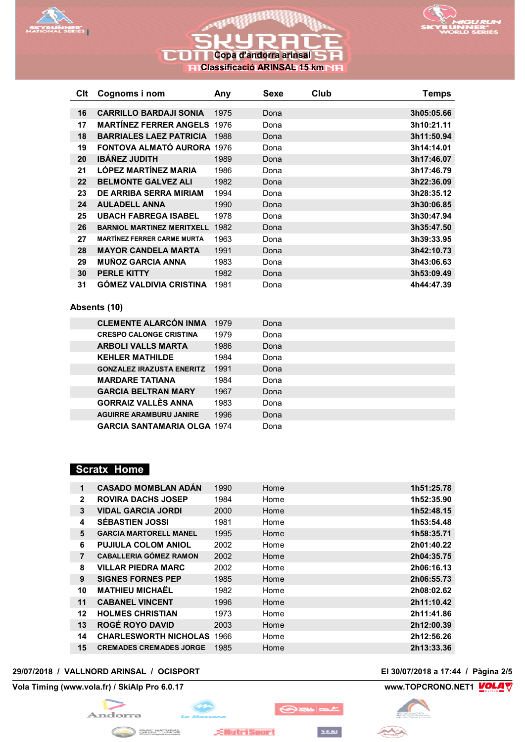# Copa d'andorra arinsal

## Classificació ARINSAL 15 km

| Clt | Cognoms i nom | Any | Sexe | Club | Temps |
|---|---|---|---|---|---|
| 16 | CARRILLO BARDAJI SONIA | 1975 | Dona | | 3h05:05.66 |
| 17 | MARTÍNEZ FERRER ANGELS | 1976 | Dona | | 3h10:21.11 |
| 18 | BARRIALES LAEZ PATRICIA | 1988 | Dona | | 3h11:50.94 |
| 19 | FONTOVA ALMATÓ AURORA | 1976 | Dona | | 3h14:14.01 |
| 20 | IBÁÑEZ JUDITH | 1989 | Dona | | 3h17:46.07 |
| 21 | LÓPEZ MARTÍNEZ MARIA | 1986 | Dona | | 3h17:46.79 |
| 22 | BELMONTE GALVEZ ALI | 1982 | Dona | | 3h22:36.09 |
| 23 | DE ARRIBA SERRA MIRIAM | 1994 | Dona | | 3h28:35.12 |
| 24 | AULADELL ANNA | 1990 | Dona | | 3h30:06.85 |
| 25 | UBACH FABREGA ISABEL | 1978 | Dona | | 3h30:47.94 |
| 26 | BARNIOL MARTINEZ MERITXELL | 1982 | Dona | | 3h35:47.50 |
| 27 | MARTÍNEZ FERRER CARME MURTA | 1963 | Dona | | 3h39:33.95 |
| 28 | MAYOR CANDELA MARTA | 1991 | Dona | | 3h42:10.73 |
| 29 | MUÑOZ GARCIA ANNA | 1983 | Dona | | 3h43:06.63 |
| 30 | PERLE KITTY | 1982 | Dona | | 3h53:09.49 |
| 31 | GÓMEZ VALDIVIA CRISTINA | 1981 | Dona | | 4h44:47.39 |

**Absents (10)**

| Cognoms i nom | Any | Sexe |
|---|---|---|
| CLEMENTE ALARCÓN INMA | 1979 | Dona |
| CRESPO CALONGE CRISTINA | 1979 | Dona |
| ARBOLI VALLS MARTA | 1986 | Dona |
| KEHLER MATHILDE | 1984 | Dona |
| GONZALEZ IRAZUSTA ENERITZ | 1991 | Dona |
| MARDARE TATIANA | 1984 | Dona |
| GARCIA BELTRAN MARY | 1967 | Dona |
| GORRAIZ VALLÈS ANNA | 1983 | Dona |
| AGUIRRE ARAMBURU JANIRE | 1996 | Dona |
| GARCIA SANTAMARIA OLGA | 1974 | Dona |

## Scratx Home

| Clt | Cognoms i nom | Any | Sexe | Club | Temps |
|---|---|---|---|---|---|
| 1 | CASADO MOMBLAN ADÁN | 1990 | Home | | 1h51:25.78 |
| 2 | ROVIRA DACHS JOSEP | 1984 | Home | | 1h52:35.90 |
| 3 | VIDAL GARCIA JORDI | 2000 | Home | | 1h52:48.15 |
| 4 | SÉBASTIEN JOSSI | 1981 | Home | | 1h53:54.48 |
| 5 | GARCIA MARTORELL MANEL | 1995 | Home | | 1h58:35.71 |
| 6 | PUJIULA COLOM ANIOL | 2002 | Home | | 2h01:40.22 |
| 7 | CABALLERIA GÓMEZ RAMON | 2002 | Home | | 2h04:35.75 |
| 8 | VILLAR PIEDRA MARC | 2002 | Home | | 2h06:16.13 |
| 9 | SIGNES FORNES PEP | 1985 | Home | | 2h06:55.73 |
| 10 | MATHIEU MICHAËL | 1982 | Home | | 2h08:02.62 |
| 11 | CABANEL VINCENT | 1996 | Home | | 2h11:10.42 |
| 12 | HOLMES CHRISTIAN | 1973 | Home | | 2h11:41.86 |
| 13 | ROGÉ ROYO DAVID | 2003 | Home | | 2h12:00.39 |
| 14 | CHARLESWORTH NICHOLAS | 1966 | Home | | 2h12:56.26 |
| 15 | CREMADES CREMADES JORGE | 1985 | Home | | 2h13:33.36 |

29/07/2018 / VALLNORD ARINSAL / OCISPORT — El 30/07/2018 a 17:44

Vola Timing (www.vola.fr) / SkiAlp Pro 6.0.17 — www.TOPCRONO.NET1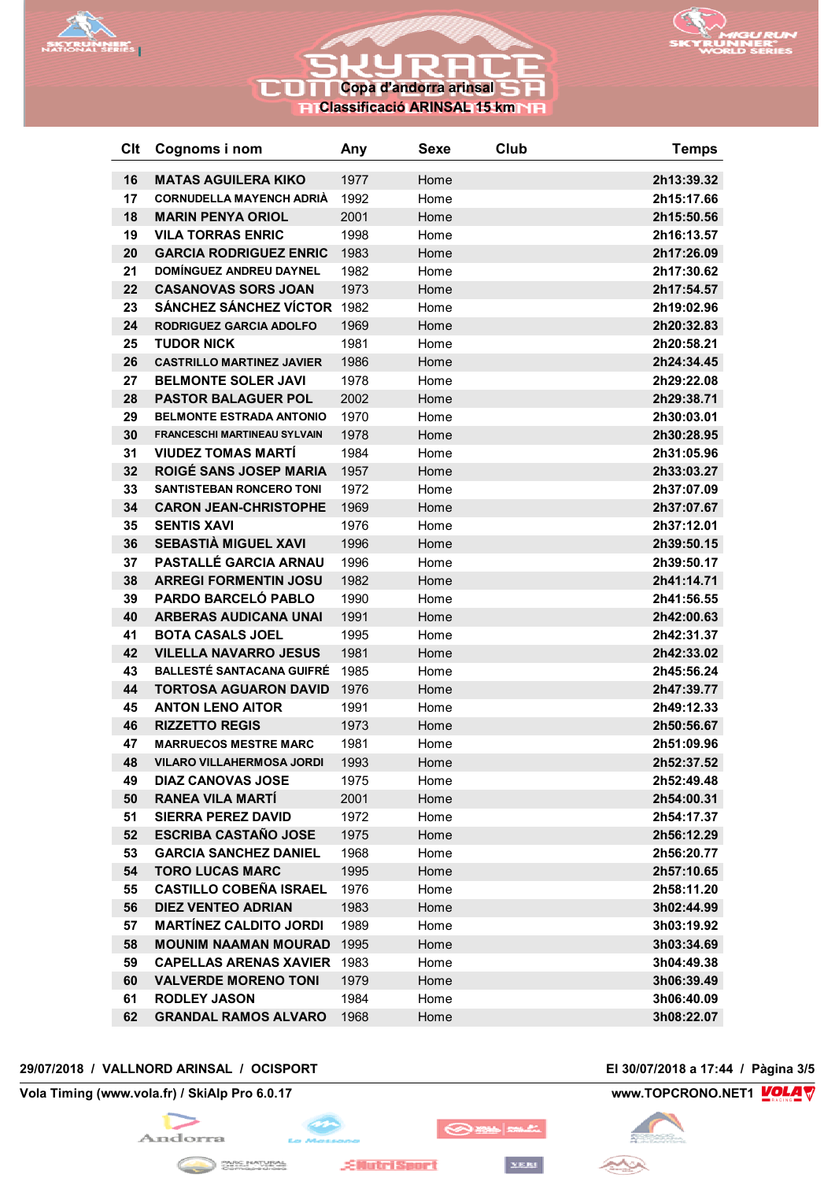## Copa d'andorra arinsal

### Classificació ARINSAL 15 km

| Clt | Cognoms i nom | Any | Sexe | Club | Temps |
|---|---|---|---|---|---|
| 16 | MATAS AGUILERA KIKO | 1977 | Home | | 2h13:39.32 |
| 17 | CORNUDELLA MAYENCH ADRIÀ | 1992 | Home | | 2h15:17.66 |
| 18 | MARIN PENYA ORIOL | 2001 | Home | | 2h15:50.56 |
| 19 | VILA TORRAS ENRIC | 1998 | Home | | 2h16:13.57 |
| 20 | GARCIA RODRIGUEZ ENRIC | 1983 | Home | | 2h17:26.09 |
| 21 | DOMÍNGUEZ ANDREU DAYNEL | 1982 | Home | | 2h17:30.62 |
| 22 | CASANOVAS SORS JOAN | 1973 | Home | | 2h17:54.57 |
| 23 | SÁNCHEZ SÁNCHEZ VÍCTOR | 1982 | Home | | 2h19:02.96 |
| 24 | RODRIGUEZ GARCIA ADOLFO | 1969 | Home | | 2h20:32.83 |
| 25 | TUDOR NICK | 1981 | Home | | 2h20:58.21 |
| 26 | CASTRILLO MARTINEZ JAVIER | 1986 | Home | | 2h24:34.45 |
| 27 | BELMONTE SOLER JAVI | 1978 | Home | | 2h29:22.08 |
| 28 | PASTOR BALAGUER POL | 2002 | Home | | 2h29:38.71 |
| 29 | BELMONTE ESTRADA ANTONIO | 1970 | Home | | 2h30:03.01 |
| 30 | FRANCESCHI MARTINEAU SYLVAIN | 1978 | Home | | 2h30:28.95 |
| 31 | VIUDEZ TOMAS MARTÍ | 1984 | Home | | 2h31:05.96 |
| 32 | ROIGÉ SANS JOSEP MARIA | 1957 | Home | | 2h33:03.27 |
| 33 | SANTISTEBAN RONCERO TONI | 1972 | Home | | 2h37:07.09 |
| 34 | CARON JEAN-CHRISTOPHE | 1969 | Home | | 2h37:07.67 |
| 35 | SENTIS XAVI | 1976 | Home | | 2h37:12.01 |
| 36 | SEBASTIÀ MIGUEL XAVI | 1996 | Home | | 2h39:50.15 |
| 37 | PASTALLÉ GARCIA ARNAU | 1996 | Home | | 2h39:50.17 |
| 38 | ARREGI FORMENTIN JOSU | 1982 | Home | | 2h41:14.71 |
| 39 | PARDO BARCELÓ PABLO | 1990 | Home | | 2h41:56.55 |
| 40 | ARBERAS AUDICANA UNAI | 1991 | Home | | 2h42:00.63 |
| 41 | BOTA CASALS JOEL | 1995 | Home | | 2h42:31.37 |
| 42 | VILELLA NAVARRO JESUS | 1981 | Home | | 2h42:33.02 |
| 43 | BALLESTÉ SANTACANA GUIFRÉ | 1985 | Home | | 2h45:56.24 |
| 44 | TORTOSA AGUARON DAVID | 1976 | Home | | 2h47:39.77 |
| 45 | ANTON LENO AITOR | 1991 | Home | | 2h49:12.33 |
| 46 | RIZZETTO REGIS | 1973 | Home | | 2h50:56.67 |
| 47 | MARRUECOS MESTRE MARC | 1981 | Home | | 2h51:09.96 |
| 48 | VILARO VILLAHERMOSA JORDI | 1993 | Home | | 2h52:37.52 |
| 49 | DIAZ CANOVAS JOSE | 1975 | Home | | 2h52:49.48 |
| 50 | RANEA VILA MARTÍ | 2001 | Home | | 2h54:00.31 |
| 51 | SIERRA PEREZ DAVID | 1972 | Home | | 2h54:17.37 |
| 52 | ESCRIBA CASTAÑO JOSE | 1975 | Home | | 2h56:12.29 |
| 53 | GARCIA SANCHEZ DANIEL | 1968 | Home | | 2h56:20.77 |
| 54 | TORO LUCAS MARC | 1995 | Home | | 2h57:10.65 |
| 55 | CASTILLO COBEÑA ISRAEL | 1976 | Home | | 2h58:11.20 |
| 56 | DIEZ VENTEO ADRIAN | 1983 | Home | | 3h02:44.99 |
| 57 | MARTÍNEZ CALDITO JORDI | 1989 | Home | | 3h03:19.92 |
| 58 | MOUNIM NAAMAN MOURAD | 1995 | Home | | 3h03:34.69 |
| 59 | CAPELLAS ARENAS XAVIER | 1983 | Home | | 3h04:49.38 |
| 60 | VALVERDE MORENO TONI | 1979 | Home | | 3h06:39.49 |
| 61 | RODLEY JASON | 1984 | Home | | 3h06:40.09 |
| 62 | GRANDAL RAMOS ALVARO | 1968 | Home | | 3h08:22.07 |

29/07/2018 / VALLNORD ARINSAL / OCISPORT

El 30/07/2018 a 17:44

Vola Timing (www.vola.fr) / SkiAlp Pro 6.0.17

www.TOPCRONO.NET1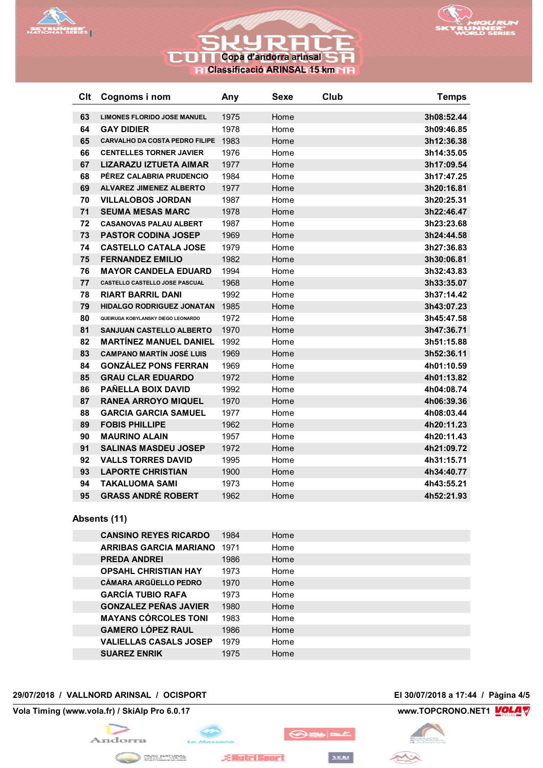# Copa d'andorra arinsal

## Classificació ARINSAL 15 km

| Clt | Cognoms i nom | Any | Sexe | Club | Temps |
|---|---|---|---|---|---|
| 63 | LIMONES FLORIDO JOSE MANUEL | 1975 | Home | | 3h08:52.44 |
| 64 | GAY DIDIER | 1978 | Home | | 3h09:46.85 |
| 65 | CARVALHO DA COSTA PEDRO FILIPE | 1983 | Home | | 3h12:36.38 |
| 66 | CENTELLES TORNER JAVIER | 1976 | Home | | 3h14:35.05 |
| 67 | LIZARAZU IZTUETA AIMAR | 1977 | Home | | 3h17:09.54 |
| 68 | PÉREZ CALABRIA PRUDENCIO | 1984 | Home | | 3h17:47.25 |
| 69 | ALVAREZ JIMENEZ ALBERTO | 1977 | Home | | 3h20:16.81 |
| 70 | VILLALOBOS JORDAN | 1987 | Home | | 3h20:25.31 |
| 71 | SEUMA MESAS MARC | 1978 | Home | | 3h22:46.47 |
| 72 | CASANOVAS PALAU ALBERT | 1987 | Home | | 3h23:23.68 |
| 73 | PASTOR CODINA JOSEP | 1969 | Home | | 3h24:44.58 |
| 74 | CASTELLO CATALA JOSE | 1979 | Home | | 3h27:36.83 |
| 75 | FERNANDEZ EMILIO | 1982 | Home | | 3h30:06.81 |
| 76 | MAYOR CANDELA EDUARD | 1994 | Home | | 3h32:43.83 |
| 77 | CASTELLO CASTELLO JOSE PASCUAL | 1968 | Home | | 3h33:35.07 |
| 78 | RIART BARRIL DANI | 1992 | Home | | 3h37:14.42 |
| 79 | HIDALGO RODRIGUEZ JONATAN | 1985 | Home | | 3h43:07.23 |
| 80 | QUEIRUGA KOBYLANSKY DIEGO LEONARDO | 1972 | Home | | 3h45:47.58 |
| 81 | SANJUAN CASTELLO ALBERTO | 1970 | Home | | 3h47:36.71 |
| 82 | MARTÍNEZ MANUEL DANIEL | 1992 | Home | | 3h51:15.88 |
| 83 | CAMPANO MARTÍN JOSÉ LUIS | 1969 | Home | | 3h52:36.11 |
| 84 | GONZÁLEZ PONS FERRAN | 1969 | Home | | 4h01:10.59 |
| 85 | GRAU CLAR EDUARDO | 1972 | Home | | 4h01:13.82 |
| 86 | PAÑELLA BOIX DAVID | 1992 | Home | | 4h04:08.74 |
| 87 | RANEA ARROYO MIQUEL | 1970 | Home | | 4h06:39.36 |
| 88 | GARCIA GARCIA SAMUEL | 1977 | Home | | 4h08:03.44 |
| 89 | FOBIS PHILLIPE | 1962 | Home | | 4h20:11.23 |
| 90 | MAURINO ALAIN | 1957 | Home | | 4h20:11.43 |
| 91 | SALINAS MASDEU JOSEP | 1972 | Home | | 4h21:09.72 |
| 92 | VALLS TORRES DAVID | 1995 | Home | | 4h31:15.71 |
| 93 | LAPORTE CHRISTIAN | 1900 | Home | | 4h34:40.77 |
| 94 | TAKALUOMA SAMI | 1973 | Home | | 4h43:55.21 |
| 95 | GRASS ANDRÉ ROBERT | 1962 | Home | | 4h52:21.93 |

**Absents (11)**

| Clt | Cognoms i nom | Any | Sexe | Club | Temps |
|---|---|---|---|---|---|
| | CANSINO REYES RICARDO | 1984 | Home | | |
| | ARRIBAS GARCIA MARIANO | 1971 | Home | | |
| | PREDA ANDREI | 1986 | Home | | |
| | OPSAHL CHRISTIAN HAY | 1973 | Home | | |
| | CÁMARA ARGÜELLO PEDRO | 1970 | Home | | |
| | GARCÍA TUBIO RAFA | 1973 | Home | | |
| | GONZALEZ PEÑAS JAVIER | 1980 | Home | | |
| | MAYANS CÓRCOLES TONI | 1983 | Home | | |
| | GAMERO LÓPEZ RAUL | 1986 | Home | | |
| | VALIELLAS CASALS JOSEP | 1979 | Home | | |
| | SUAREZ ENRIK | 1975 | Home | | |

29/07/2018 / VALLNORD ARINSAL / OCISPORT — El 30/07/2018 a 17:44

Vola Timing (www.vola.fr) / SkiAlp Pro 6.0.17 — www.TOPCRONO.NET1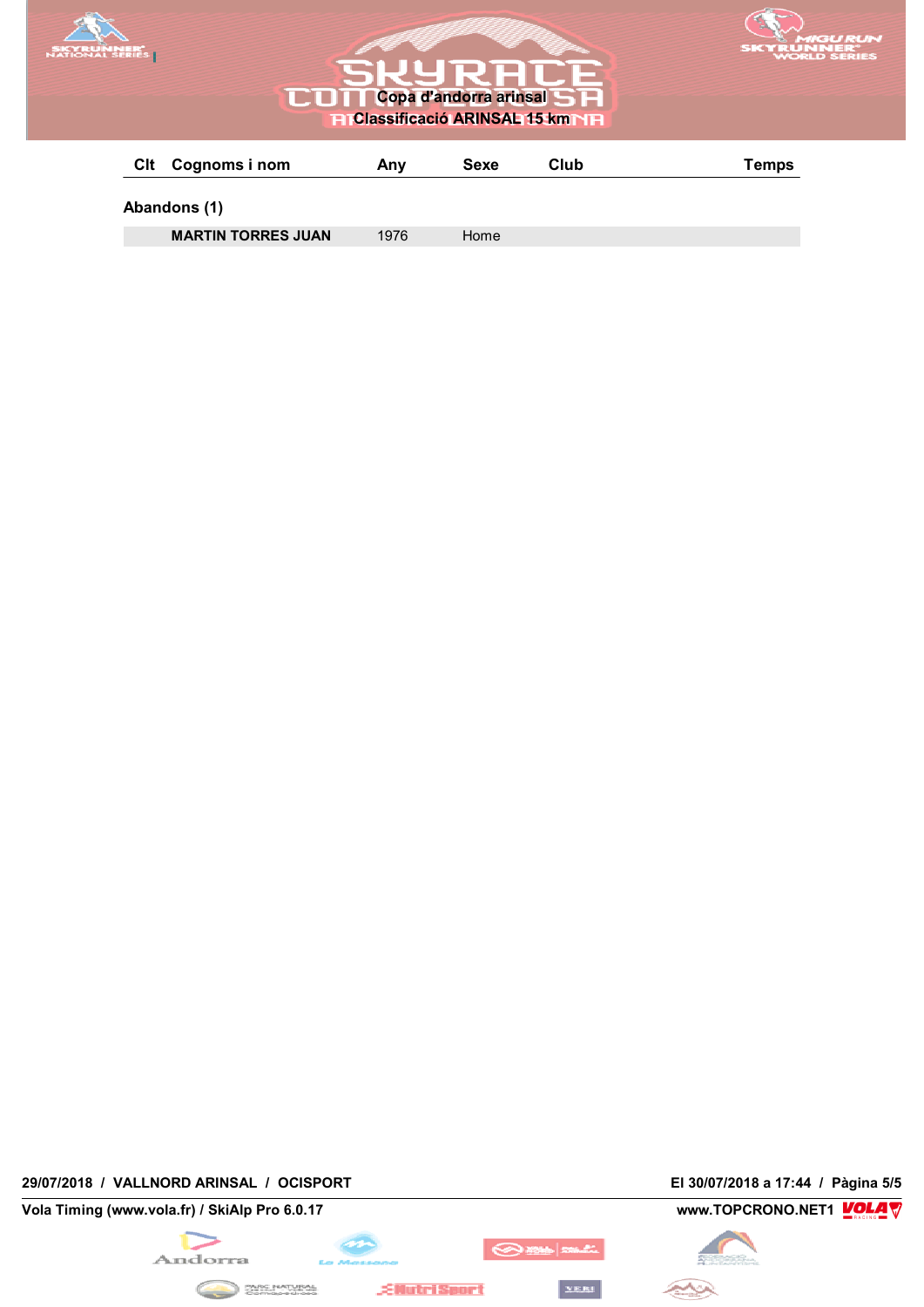Copa d'andorra arinsal

Classificació ARINSAL 15 km

| Clt | Cognoms i nom | Any | Sexe | Club | Temps |
|---|---|---|---|---|---|

**Abandons (1)**

| | | | | | |
|---|---|---|---|---|---|
| | **MARTIN TORRES JUAN** | 1976 | Home | | |

29/07/2018 / VALLNORD ARINSAL / OCISPORT

El 30/07/2018 a 17:44

Vola Timing (www.vola.fr) / SkiAlp Pro 6.0.17

www.TOPCRONO.NET1